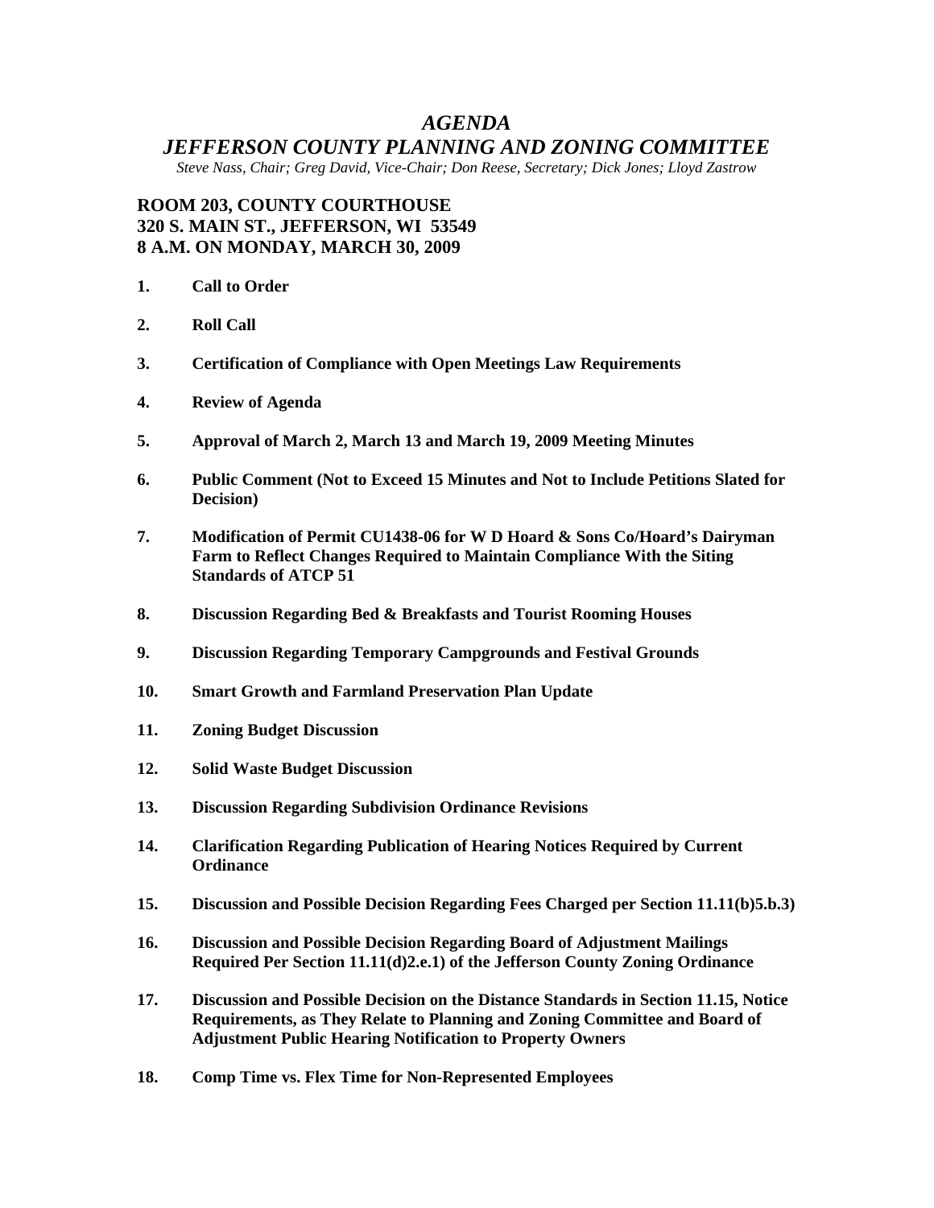# *AGENDA*

# *JEFFERSON COUNTY PLANNING AND ZONING COMMITTEE*

*Steve Nass, Chair; Greg David, Vice-Chair; Don Reese, Secretary; Dick Jones; Lloyd Zastrow*

**ROOM 203, COUNTY COURTHOUSE**
**320 S. MAIN ST., JEFFERSON, WI 53549**
**8 A.M. ON MONDAY, MARCH 30, 2009**

1. **Call to Order**
2. **Roll Call**
3. **Certification of Compliance with Open Meetings Law Requirements**
4. **Review of Agenda**
5. **Approval of March 2, March 13 and March 19, 2009 Meeting Minutes**
6. **Public Comment (Not to Exceed 15 Minutes and Not to Include Petitions Slated for Decision)**
7. **Modification of Permit CU1438-06 for W D Hoard & Sons Co/Hoard's Dairyman Farm to Reflect Changes Required to Maintain Compliance With the Siting Standards of ATCP 51**
8. **Discussion Regarding Bed & Breakfasts and Tourist Rooming Houses**
9. **Discussion Regarding Temporary Campgrounds and Festival Grounds**
10. **Smart Growth and Farmland Preservation Plan Update**
11. **Zoning Budget Discussion**
12. **Solid Waste Budget Discussion**
13. **Discussion Regarding Subdivision Ordinance Revisions**
14. **Clarification Regarding Publication of Hearing Notices Required by Current Ordinance**
15. **Discussion and Possible Decision Regarding Fees Charged per Section 11.11(b)5.b.3)**
16. **Discussion and Possible Decision Regarding Board of Adjustment Mailings Required Per Section 11.11(d)2.e.1) of the Jefferson County Zoning Ordinance**
17. **Discussion and Possible Decision on the Distance Standards in Section 11.15, Notice Requirements, as They Relate to Planning and Zoning Committee and Board of Adjustment Public Hearing Notification to Property Owners**
18. **Comp Time vs. Flex Time for Non-Represented Employees**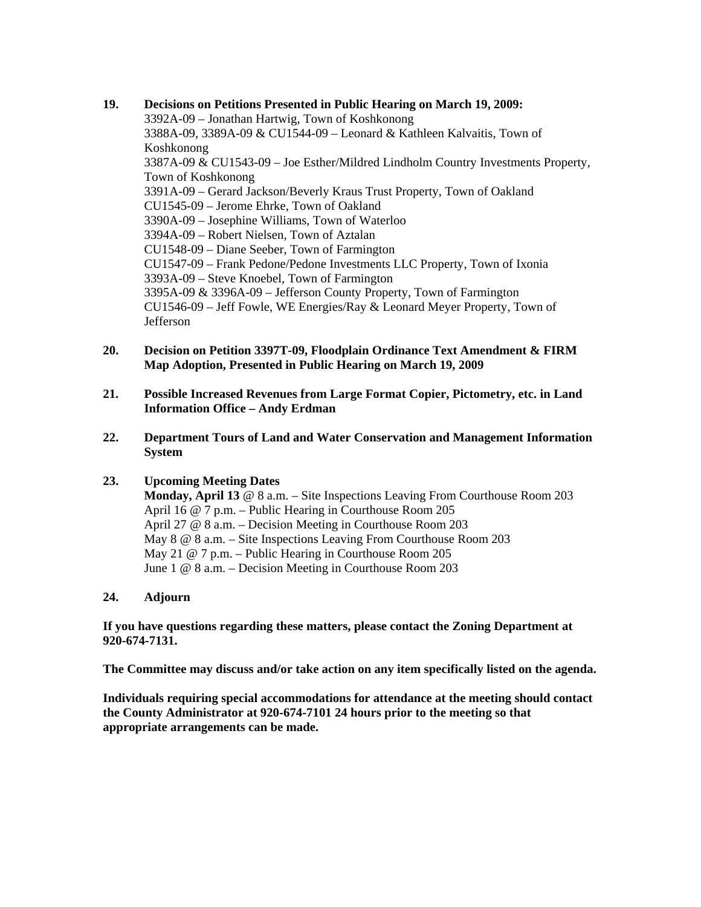19. **Decisions on Petitions Presented in Public Hearing on March 19, 2009:**
    3392A-09 – Jonathan Hartwig, Town of Koshkonong
    3388A-09, 3389A-09 & CU1544-09 – Leonard & Kathleen Kalvaitis, Town of Koshkonong
    3387A-09 & CU1543-09 – Joe Esther/Mildred Lindholm Country Investments Property, Town of Koshkonong
    3391A-09 – Gerard Jackson/Beverly Kraus Trust Property, Town of Oakland
    CU1545-09 – Jerome Ehrke, Town of Oakland
    3390A-09 – Josephine Williams, Town of Waterloo
    3394A-09 – Robert Nielsen, Town of Aztalan
    CU1548-09 – Diane Seeber, Town of Farmington
    CU1547-09 – Frank Pedone/Pedone Investments LLC Property, Town of Ixonia
    3393A-09 – Steve Knoebel, Town of Farmington
    3395A-09 & 3396A-09 – Jefferson County Property, Town of Farmington
    CU1546-09 – Jeff Fowle, WE Energies/Ray & Leonard Meyer Property, Town of Jefferson

20. **Decision on Petition 3397T-09, Floodplain Ordinance Text Amendment & FIRM Map Adoption, Presented in Public Hearing on March 19, 2009**

21. **Possible Increased Revenues from Large Format Copier, Pictometry, etc. in Land Information Office – Andy Erdman**

22. **Department Tours of Land and Water Conservation and Management Information System**

23. **Upcoming Meeting Dates**
    **Monday, April 13** @ 8 a.m. – Site Inspections Leaving From Courthouse Room 203
    April 16 @ 7 p.m. – Public Hearing in Courthouse Room 205
    April 27 @ 8 a.m. – Decision Meeting in Courthouse Room 203
    May 8 @ 8 a.m. – Site Inspections Leaving From Courthouse Room 203
    May 21 @ 7 p.m. – Public Hearing in Courthouse Room 205
    June 1 @ 8 a.m. – Decision Meeting in Courthouse Room 203

24. **Adjourn**

**If you have questions regarding these matters, please contact the Zoning Department at 920-674-7131.**

**The Committee may discuss and/or take action on any item specifically listed on the agenda.**

**Individuals requiring special accommodations for attendance at the meeting should contact the County Administrator at 920-674-7101 24 hours prior to the meeting so that appropriate arrangements can be made.**